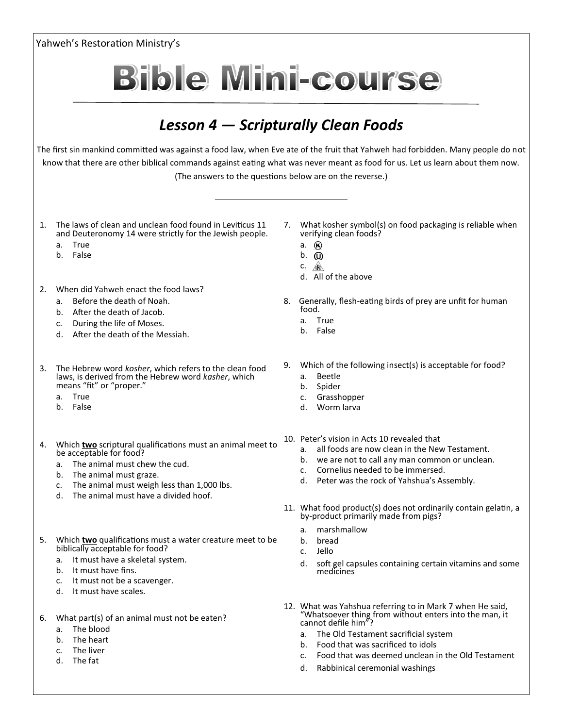Yahweh's Restoration Ministry's

# Bible Mini-course

## *Lesson 4 — Scripturally Clean Foods*

The first sin mankind committed was against a food law, when Eve ate of the fruit that Yahweh had forbidden. Many people do not know that there are other biblical commands against eating what was never meant as food for us. Let us learn about them now. (The answers to the questions below are on the reverse.)

1. The laws of clean and unclean food found in Leviticus 11 and Deuteronomy 14 were strictly for the Jewish people.
   a. True
   b. False

2. When did Yahweh enact the food laws?
   a. Before the death of Noah.
   b. After the death of Jacob.
   c. During the life of Moses.
   d. After the death of the Messiah.

3. The Hebrew word *kosher*, which refers to the clean food laws, is derived from the Hebrew word *kasher*, which means "fit" or "proper."
   a. True
   b. False

4. Which **two** scriptural qualifications must an animal meet to be acceptable for food?
   a. The animal must chew the cud.
   b. The animal must graze.
   c. The animal must weigh less than 1,000 lbs.
   d. The animal must have a divided hoof.

5. Which **two** qualifications must a water creature meet to be biblically acceptable for food?
   a. It must have a skeletal system.
   b. It must have fins.
   c. It must not be a scavenger.
   d. It must have scales.

6. What part(s) of an animal must not be eaten?
   a. The blood
   b. The heart
   c. The liver
   d. The fat

7. What kosher symbol(s) on food packaging is reliable when verifying clean foods?
   a. Ⓚ
   b. Ⓤ
   c. (CRC symbol)
   d. All of the above

8. Generally, flesh-eating birds of prey are unfit for human food.
   a. True
   b. False

9. Which of the following insect(s) is acceptable for food?
   a. Beetle
   b. Spider
   c. Grasshopper
   d. Worm larva

10. Peter's vision in Acts 10 revealed that
    a. all foods are now clean in the New Testament.
    b. we are not to call any man common or unclean.
    c. Cornelius needed to be immersed.
    d. Peter was the rock of Yahshua's Assembly.

11. What food product(s) does not ordinarily contain gelatin, a by-product primarily made from pigs?
    a. marshmallow
    b. bread
    c. Jello
    d. soft gel capsules containing certain vitamins and some medicines

12. What was Yahshua referring to in Mark 7 when He said, "Whatsoever thing from without enters into the man, it cannot defile him"?
    a. The Old Testament sacrificial system
    b. Food that was sacrificed to idols
    c. Food that was deemed unclean in the Old Testament
    d. Rabbinical ceremonial washings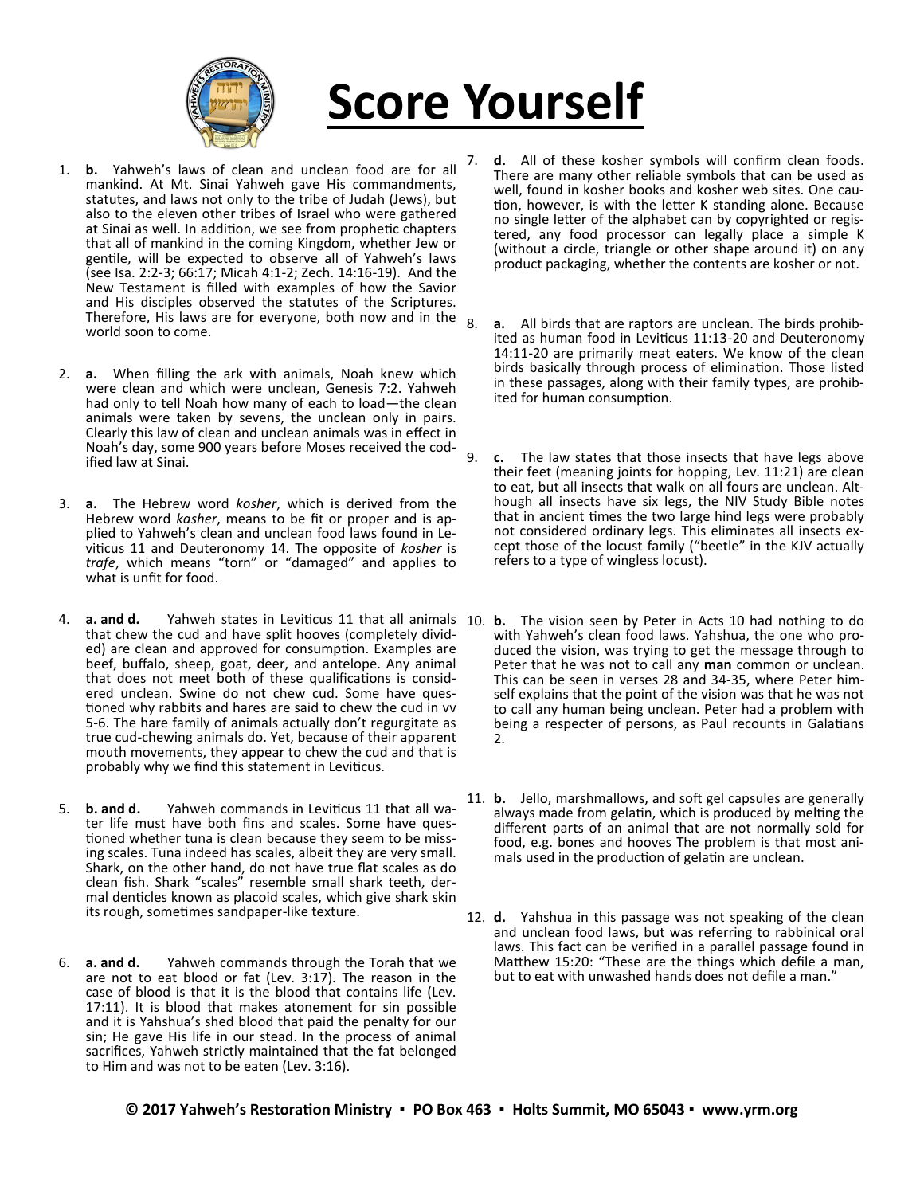# Score Yourself

1. **b.** Yahweh's laws of clean and unclean food are for all mankind. At Mt. Sinai Yahweh gave His commandments, statutes, and laws not only to the tribe of Judah (Jews), but also to the eleven other tribes of Israel who were gathered at Sinai as well. In addition, we see from prophetic chapters that all of mankind in the coming Kingdom, whether Jew or gentile, will be expected to observe all of Yahweh's laws (see Isa. 2:2-3; 66:17; Micah 4:1-2; Zech. 14:16-19). And the New Testament is filled with examples of how the Savior and His disciples observed the statutes of the Scriptures. Therefore, His laws are for everyone, both now and in the world soon to come.

2. **a.** When filling the ark with animals, Noah knew which were clean and which were unclean, Genesis 7:2. Yahweh had only to tell Noah how many of each to load—the clean animals were taken by sevens, the unclean only in pairs. Clearly this law of clean and unclean animals was in effect in Noah's day, some 900 years before Moses received the codified law at Sinai.

3. **a.** The Hebrew word *kosher*, which is derived from the Hebrew word *kasher*, means to be fit or proper and is applied to Yahweh's clean and unclean food laws found in Leviticus 11 and Deuteronomy 14. The opposite of *kosher* is *trafe*, which means "torn" or "damaged" and applies to what is unfit for food.

4. **a. and d.** Yahweh states in Leviticus 11 that all animals that chew the cud and have split hooves (completely divided) are clean and approved for consumption. Examples are beef, buffalo, sheep, goat, deer, and antelope. Any animal that does not meet both of these qualifications is considered unclean. Swine do not chew cud. Some have questioned why rabbits and hares are said to chew the cud in vv 5-6. The hare family of animals actually don't regurgitate as true cud-chewing animals do. Yet, because of their apparent mouth movements, they appear to chew the cud and that is probably why we find this statement in Leviticus.

5. **b. and d.** Yahweh commands in Leviticus 11 that all water life must have both fins and scales. Some have questioned whether tuna is clean because they seem to be missing scales. Tuna indeed has scales, albeit they are very small. Shark, on the other hand, do not have true flat scales as do clean fish. Shark "scales" resemble small shark teeth, dermal denticles known as placoid scales, which give shark skin its rough, sometimes sandpaper-like texture.

6. **a. and d.** Yahweh commands through the Torah that we are not to eat blood or fat (Lev. 3:17). The reason in the case of blood is that it is the blood that contains life (Lev. 17:11). It is blood that makes atonement for sin possible and it is Yahshua's shed blood that paid the penalty for our sin; He gave His life in our stead. In the process of animal sacrifices, Yahweh strictly maintained that the fat belonged to Him and was not to be eaten (Lev. 3:16).

7. **d.** All of these kosher symbols will confirm clean foods. There are many other reliable symbols that can be used as well, found in kosher books and kosher web sites. One caution, however, is with the letter K standing alone. Because no single letter of the alphabet can by copyrighted or registered, any food processor can legally place a simple K (without a circle, triangle or other shape around it) on any product packaging, whether the contents are kosher or not.

8. **a.** All birds that are raptors are unclean. The birds prohibited as human food in Leviticus 11:13-20 and Deuteronomy 14:11-20 are primarily meat eaters. We know of the clean birds basically through process of elimination. Those listed in these passages, along with their family types, are prohibited for human consumption.

9. **c.** The law states that those insects that have legs above their feet (meaning joints for hopping, Lev. 11:21) are clean to eat, but all insects that walk on all fours are unclean. Although all insects have six legs, the NIV Study Bible notes that in ancient times the two large hind legs were probably not considered ordinary legs. This eliminates all insects except those of the locust family ("beetle" in the KJV actually refers to a type of wingless locust).

10. **b.** The vision seen by Peter in Acts 10 had nothing to do with Yahweh's clean food laws. Yahshua, the one who produced the vision, was trying to get the message through to Peter that he was not to call any **man** common or unclean. This can be seen in verses 28 and 34-35, where Peter himself explains that the point of the vision was that he was not to call any human being unclean. Peter had a problem with being a respecter of persons, as Paul recounts in Galatians 2.

11. **b.** Jello, marshmallows, and soft gel capsules are generally always made from gelatin, which is produced by melting the different parts of an animal that are not normally sold for food, e.g. bones and hooves The problem is that most animals used in the production of gelatin are unclean.

12. **d.** Yahshua in this passage was not speaking of the clean and unclean food laws, but was referring to rabbinical oral laws. This fact can be verified in a parallel passage found in Matthew 15:20: "These are the things which defile a man, but to eat with unwashed hands does not defile a man."

**© 2017 Yahweh's Restoration Ministry ▪ PO Box 463 ▪ Holts Summit, MO 65043 ▪ www.yrm.org**